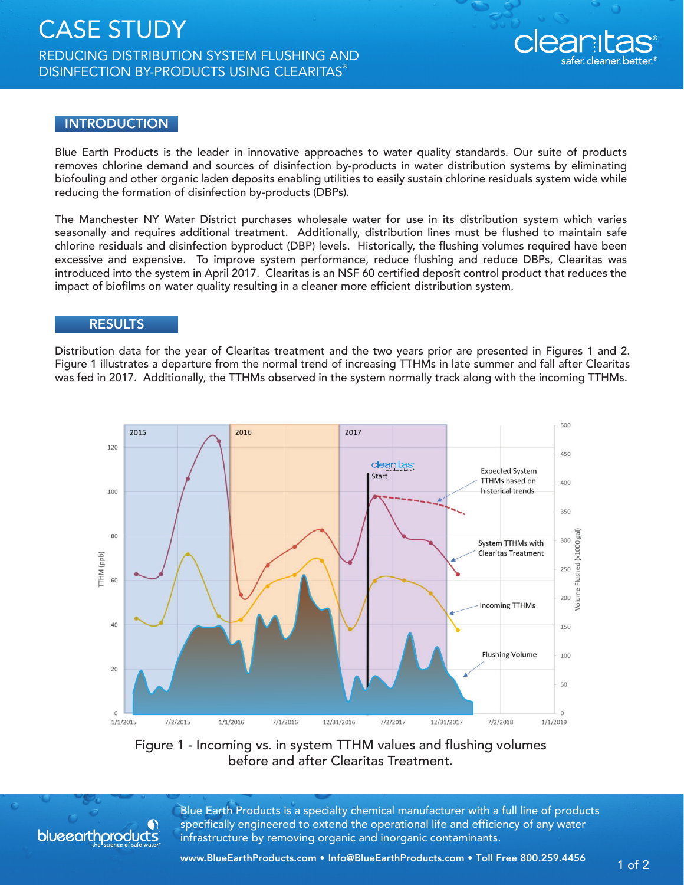# CASE STUDY

## REDUCING DISTRIBUTION SYSTEM FLUSHING AND DISINFECTION BY-PRODUCTS USING CLEARITAS®

## INTRODUCTION

Blue Earth Products is the leader in innovative approaches to water quality standards. Our suite of products removes chlorine demand and sources of disinfection by-products in water distribution systems by eliminating biofouling and other organic laden deposits enabling utilities to easily sustain chlorine residuals system wide while reducing the formation of disinfection by-products (DBPs).

The Manchester NY Water District purchases wholesale water for use in its distribution system which varies seasonally and requires additional treatment. Additionally, distribution lines must be flushed to maintain safe chlorine residuals and disinfection byproduct (DBP) levels. Historically, the flushing volumes required have been excessive and expensive. To improve system performance, reduce flushing and reduce DBPs, Clearitas was introduced into the system in April 2017. Clearitas is an NSF 60 certified deposit control product that reduces the impact of biofilms on water quality resulting in a cleaner more efficient distribution system.

## RESULTS

Distribution data for the year of Clearitas treatment and the two years prior are presented in Figures 1 and 2. Figure 1 illustrates a departure from the normal trend of increasing TTHMs in late summer and fall after Clearitas was fed in 2017. Additionally, the TTHMs observed in the system normally track along with the incoming TTHMs.

Figure 1 - Incoming vs. in system TTHM values and flushing volumes before and after Clearitas Treatment.

Blue Earth Products is a specialty chemical manufacturer with a full line of products specifically engineered to extend the operational life and efficiency of any water infrastructure by removing organic and inorganic contaminants.

www.BlueEarthProducts.com • Info@BlueEarthProducts.com • Toll Free 800.259.4456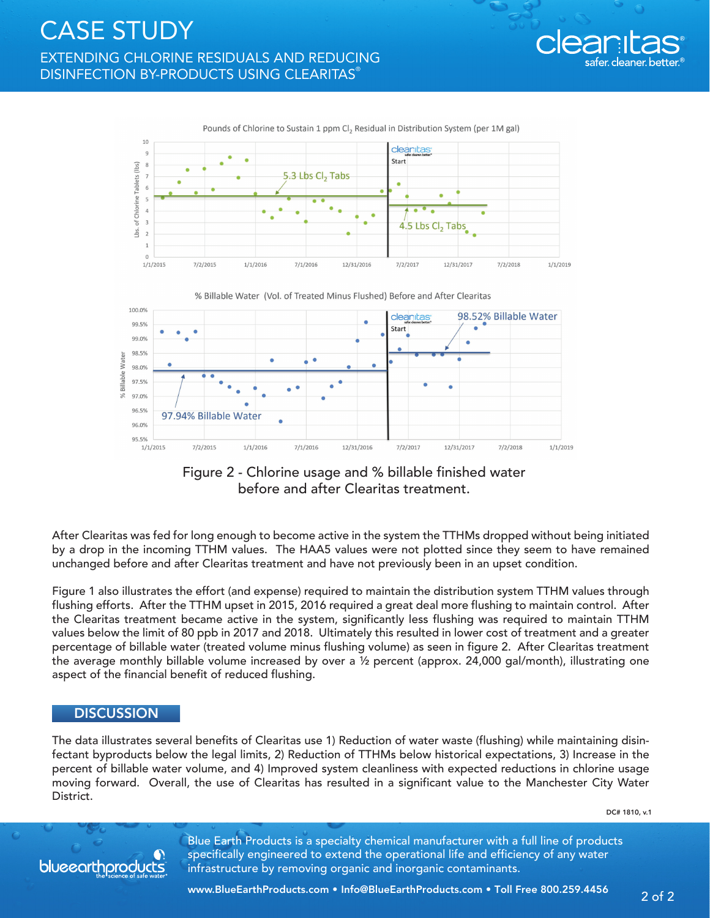# CASE STUDY

## EXTENDING CHLORINE RESIDUALS AND REDUCING DISINFECTION BY-PRODUCTS USING CLEARITAS®

Pounds of Chlorine to Sustain 1 ppm $Cl_2$ Residual in Distribution System (per 1M gal)

Lbs. of Chlorine Tablets (lbs)

0 1 2 3 4 5 6 7 8 9 10

1/1/2015 7/2/2015 1/1/2016 7/1/2016 12/31/2016 7/2/2017 12/31/2017 7/2/2018 1/1/2019

clearitas Start

5.3 Lbs $Cl_2$ Tabs

4.5 Lbs $Cl_2$ Tabs

% Billable Water (Vol. of Treated Minus Flushed) Before and After Clearitas

% Billable Water

95.5% 96.0% 96.5% 97.0% 97.5% 98.0% 98.5% 99.0% 99.5% 100.0%

1/1/2015 7/2/2015 1/1/2016 7/1/2016 12/31/2016 7/2/2017 12/31/2017 7/2/2018 1/1/2019

clearitas Start

98.52% Billable Water

97.94% Billable Water

Figure 2 - Chlorine usage and % billable finished water before and after Clearitas treatment.

After Clearitas was fed for long enough to become active in the system the TTHMs dropped without being initiated by a drop in the incoming TTHM values. The HAA5 values were not plotted since they seem to have remained unchanged before and after Clearitas treatment and have not previously been in an upset condition.

Figure 1 also illustrates the effort (and expense) required to maintain the distribution system TTHM values through flushing efforts. After the TTHM upset in 2015, 2016 required a great deal more flushing to maintain control. After the Clearitas treatment became active in the system, significantly less flushing was required to maintain TTHM values below the limit of 80 ppb in 2017 and 2018. Ultimately this resulted in lower cost of treatment and a greater percentage of billable water (treated volume minus flushing volume) as seen in figure 2. After Clearitas treatment the average monthly billable volume increased by over a ½ percent (approx. 24,000 gal/month), illustrating one aspect of the financial benefit of reduced flushing.

## DISCUSSION

The data illustrates several benefits of Clearitas use 1) Reduction of water waste (flushing) while maintaining disinfectant byproducts below the legal limits, 2) Reduction of TTHMs below historical expectations, 3) Increase in the percent of billable water volume, and 4) Improved system cleanliness with expected reductions in chlorine usage moving forward. Overall, the use of Clearitas has resulted in a significant value to the Manchester City Water District.

DC# 1810, v.1

Blue Earth Products is a specialty chemical manufacturer with a full line of products specifically engineered to extend the operational life and efficiency of any water infrastructure by removing organic and inorganic contaminants.

www.BlueEarthProducts.com • Info@BlueEarthProducts.com • Toll Free 800.259.4456